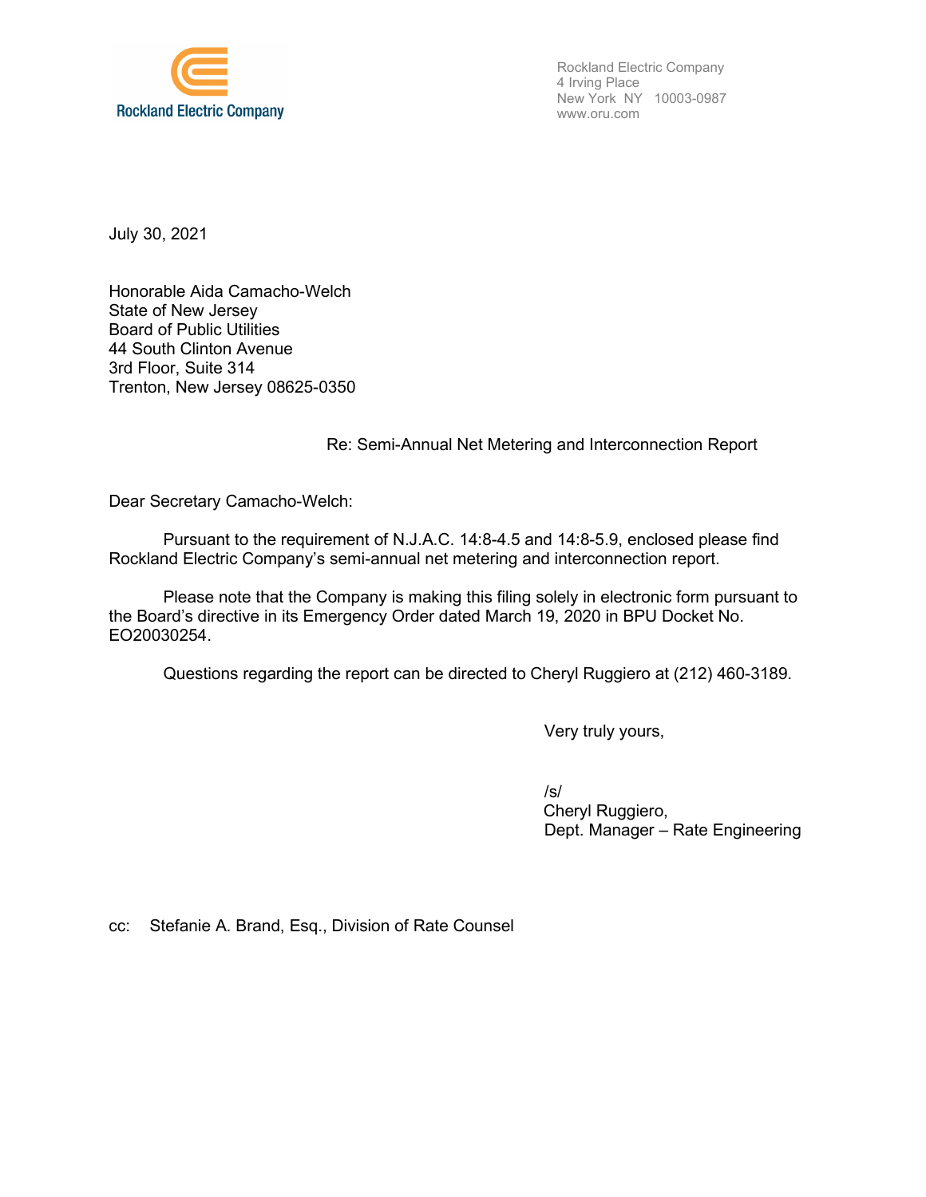Rockland Electric Company

Rockland Electric Company
4 Irving Place
New York NY 10003-0987
www.oru.com

July 30, 2021

Honorable Aida Camacho-Welch
State of New Jersey
Board of Public Utilities
44 South Clinton Avenue
3rd Floor, Suite 314
Trenton, New Jersey 08625-0350

Re: Semi-Annual Net Metering and Interconnection Report

Dear Secretary Camacho-Welch:

Pursuant to the requirement of N.J.A.C. 14:8-4.5 and 14:8-5.9, enclosed please find Rockland Electric Company's semi-annual net metering and interconnection report.

Please note that the Company is making this filing solely in electronic form pursuant to the Board's directive in its Emergency Order dated March 19, 2020 in BPU Docket No. EO20030254.

Questions regarding the report can be directed to Cheryl Ruggiero at (212) 460-3189.

Very truly yours,

/s/
Cheryl Ruggiero,
Dept. Manager – Rate Engineering

cc: Stefanie A. Brand, Esq., Division of Rate Counsel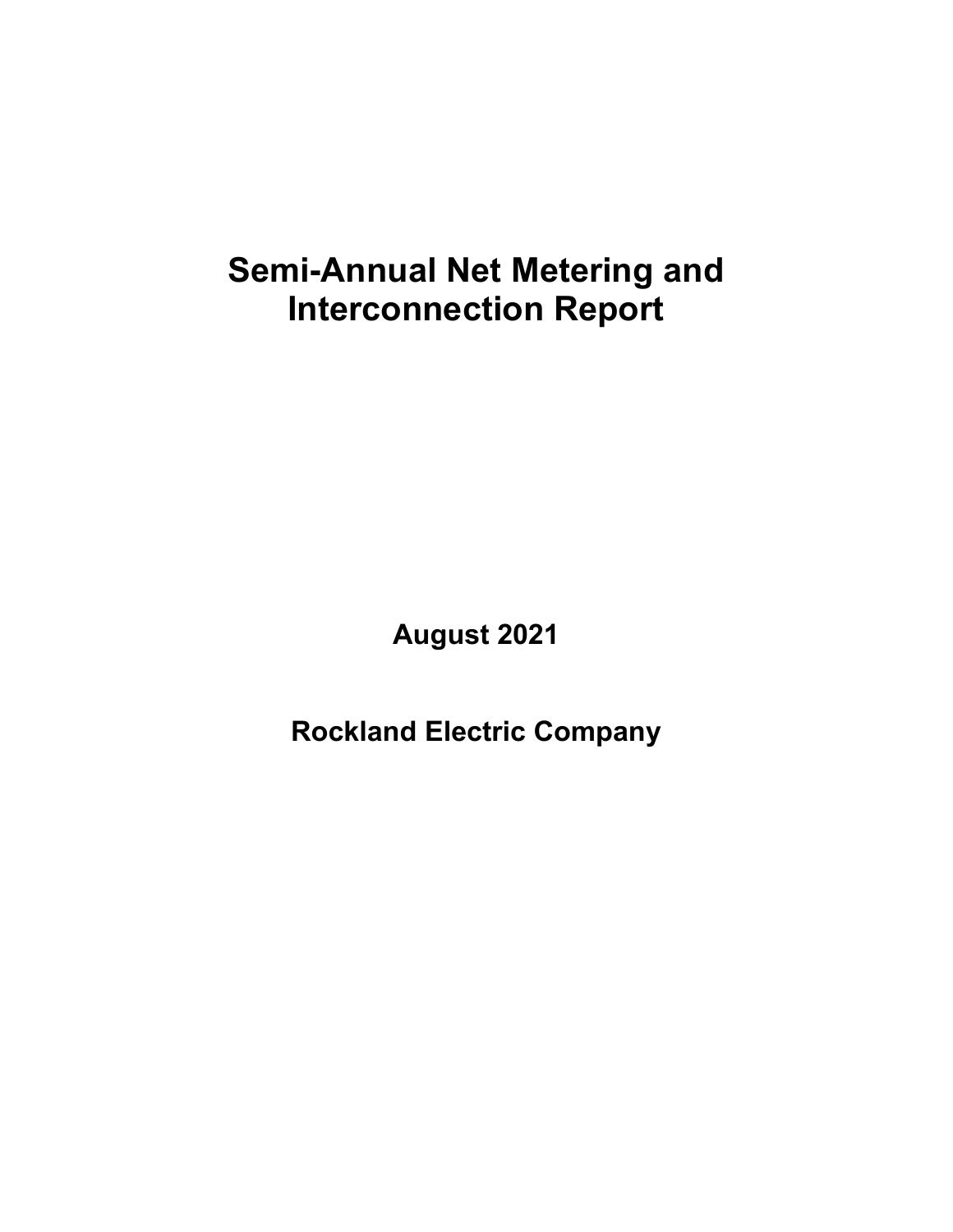# Semi-Annual Net Metering and Interconnection Report

**August 2021**

**Rockland Electric Company**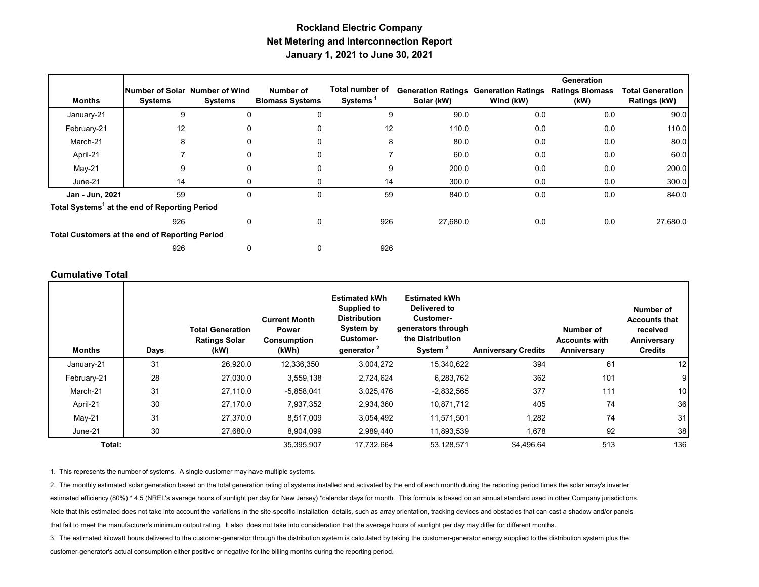# Rockland Electric Company
## Net Metering and Interconnection Report
### January 1, 2021 to June 30, 2021

| Months | Number of Solar Systems | Number of Wind Systems | Number of Biomass Systems | Total number of Systems [1] | Generation Ratings Solar (kW) | Generation Ratings Wind (kW) | Generation Ratings Biomass (kW) | Total Generation Ratings (kW) |
|---|---|---|---|---|---|---|---|---|
| January-21 | 9 | 0 | 0 | 9 | 90.0 | 0.0 | 0.0 | 90.0 |
| February-21 | 12 | 0 | 0 | 12 | 110.0 | 0.0 | 0.0 | 110.0 |
| March-21 | 8 | 0 | 0 | 8 | 80.0 | 0.0 | 0.0 | 80.0 |
| April-21 | 7 | 0 | 0 | 7 | 60.0 | 0.0 | 0.0 | 60.0 |
| May-21 | 9 | 0 | 0 | 9 | 200.0 | 0.0 | 0.0 | 200.0 |
| June-21 | 14 | 0 | 0 | 14 | 300.0 | 0.0 | 0.0 | 300.0 |
| **Jan - Jun, 2021** | 59 | 0 | 0 | 59 | 840.0 | 0.0 | 0.0 | 840.0 |
| **Total Systems[1] at the end of Reporting Period** | | | | | | | | |
| | 926 | 0 | 0 | 926 | 27,680.0 | 0.0 | 0.0 | 27,680.0 |
| **Total Customers at the end of Reporting Period** | | | | | | | | |
| | 926 | 0 | 0 | 926 | | | | |

### Cumulative Total

| Months | Days | Total Generation Ratings Solar (kW) | Current Month Power Consumption (kWh) | Estimated kWh Supplied to Distribution System by Customer-generator [2] | Estimated kWh Delivered to Customer-generators through the Distribution System [3] | Anniversary Credits | Number of Accounts with Anniversary | Number of Accounts that received Anniversary Credits |
|---|---|---|---|---|---|---|---|---|
| January-21 | 31 | 26,920.0 | 12,336,350 | 3,004,272 | 15,340,622 | 394 | 61 | 12 |
| February-21 | 28 | 27,030.0 | 3,559,138 | 2,724,624 | 6,283,762 | 362 | 101 | 9 |
| March-21 | 31 | 27,110.0 | -5,858,041 | 3,025,476 | -2,832,565 | 377 | 111 | 10 |
| April-21 | 30 | 27,170.0 | 7,937,352 | 2,934,360 | 10,871,712 | 405 | 74 | 36 |
| May-21 | 31 | 27,370.0 | 8,517,009 | 3,054,492 | 11,571,501 | 1,282 | 74 | 31 |
| June-21 | 30 | 27,680.0 | 8,904,099 | 2,989,440 | 11,893,539 | 1,678 | 92 | 38 |
| **Total:** | | | 35,395,907 | 17,732,664 | 53,128,571 | $4,496.64 | 513 | 136 |

1. This represents the number of systems. A single customer may have multiple systems.

2. The monthly estimated solar generation based on the total generation rating of systems installed and activated by the end of each month during the reporting period times the solar array's inverter estimated efficiency (80%) * 4.5 (NREL's average hours of sunlight per day for New Jersey) *calendar days for month. This formula is based on an annual standard used in other Company jurisdictions. Note that this estimated does not take into account the variations in the site-specific installation details, such as array orientation, tracking devices and obstacles that can cast a shadow and/or panels that fail to meet the manufacturer's minimum output rating. It also does not take into consideration that the average hours of sunlight per day may differ for different months.

3. The estimated kilowatt hours delivered to the customer-generator through the distribution system is calculated by taking the customer-generator energy supplied to the distribution system plus the customer-generator's actual consumption either positive or negative for the billing months during the reporting period.